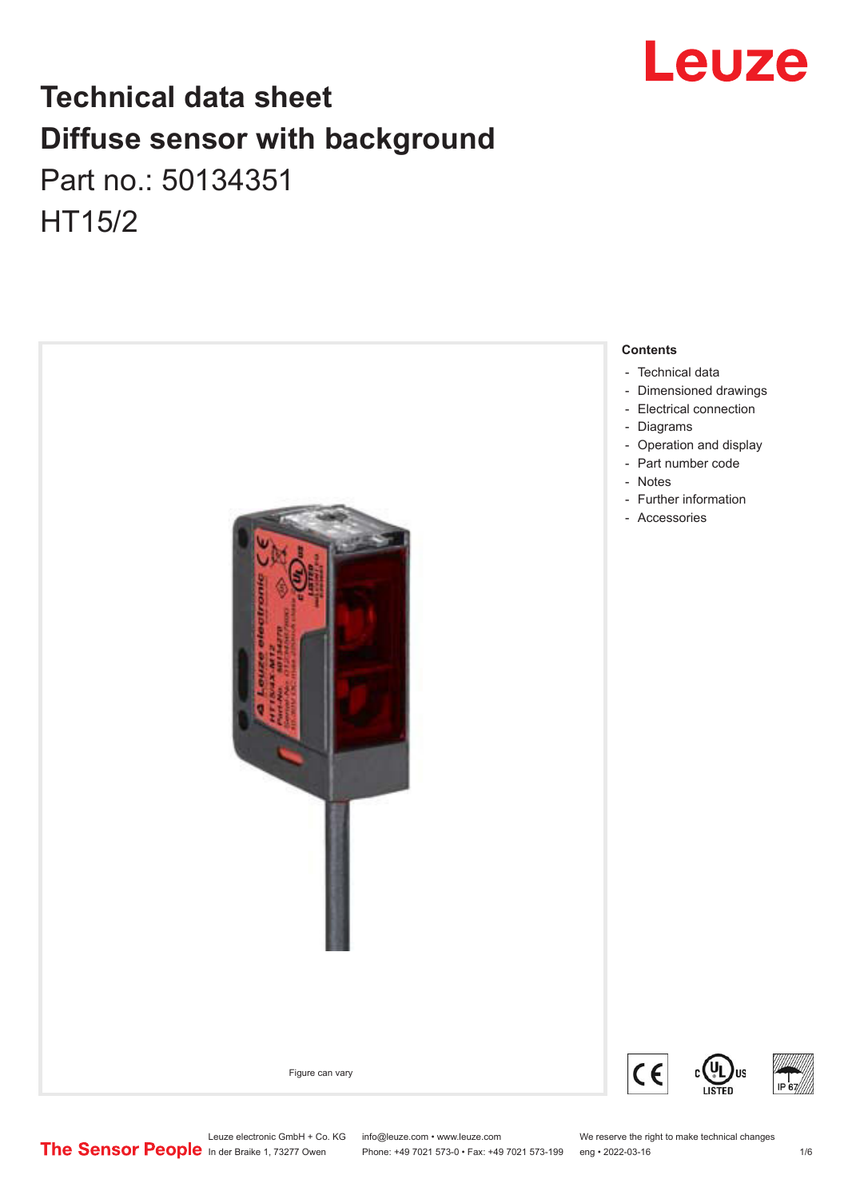# Technical data sheet

# Diffuse sensor with background

Part no.: 50134351

HT15/2

Figure can vary

**Contents**

- Technical data
- Dimensioned drawings
- Electrical connection
- Diagrams
- Operation and display
- Part number code
- Notes
- Further information
- Accessories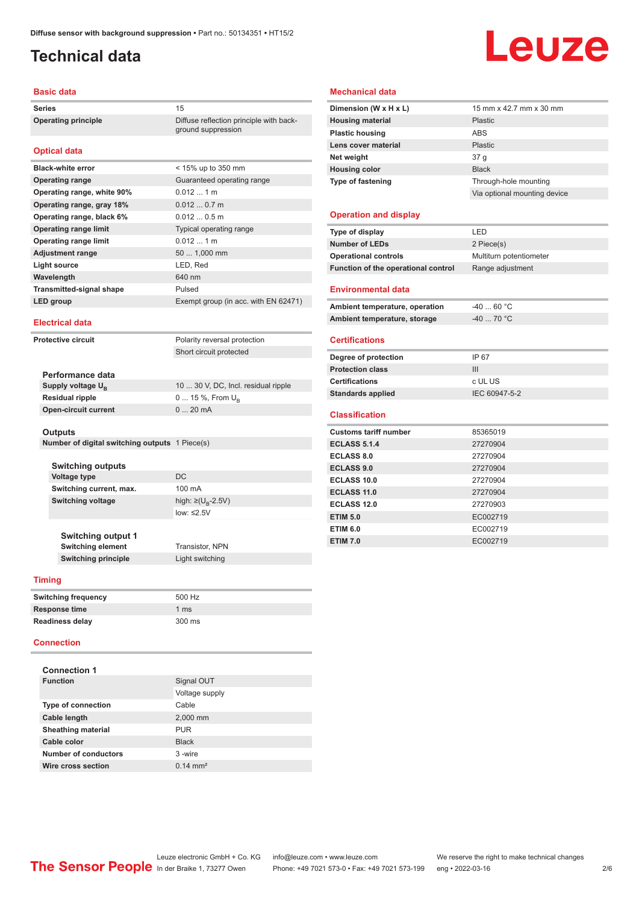Diffuse sensor with background suppression • Part no.: 50134351 • HT15/2

# Technical data

## Basic data

| | |
|---|---|
| Series | 15 |
| Operating principle | Diffuse reflection principle with background suppression |

## Optical data

| | |
|---|---|
| Black-white error | < 15% up to 350 mm |
| Operating range | Guaranteed operating range |
| Operating range, white 90% | 0.012 ... 1 m |
| Operating range, gray 18% | 0.012 ... 0.7 m |
| Operating range, black 6% | 0.012 ... 0.5 m |
| Operating range limit | Typical operating range |
| Operating range limit | 0.012 ... 1 m |
| Adjustment range | 50 ... 1,000 mm |
| Light source | LED, Red |
| Wavelength | 640 nm |
| Transmitted-signal shape | Pulsed |
| LED group | Exempt group (in acc. with EN 62471) |

## Electrical data

| | |
|---|---|
| Protective circuit | Polarity reversal protection |
| | Short circuit protected |

### Performance data

| | |
|---|---|
| Supply voltage $U_B$ | 10 ... 30 V, DC, Incl. residual ripple |
| Residual ripple | 0 ... 15 %, From $U_B$ |
| Open-circuit current | 0 ... 20 mA |

### Outputs

| | |
|---|---|
| Number of digital switching outputs | 1 Piece(s) |

#### Switching outputs

| | |
|---|---|
| Voltage type | DC |
| Switching current, max. | 100 mA |
| Switching voltage | high: ≥($U_B$-2.5V) |
| | low: ≤2.5V |

##### Switching output 1

| | |
|---|---|
| Switching element | Transistor, NPN |
| Switching principle | Light switching |

## Timing

| | |
|---|---|
| Switching frequency | 500 Hz |
| Response time | 1 ms |
| Readiness delay | 300 ms |

## Connection

### Connection 1

| | |
|---|---|
| Function | Signal OUT |
| | Voltage supply |
| Type of connection | Cable |
| Cable length | 2,000 mm |
| Sheathing material | PUR |
| Cable color | Black |
| Number of conductors | 3 -wire |
| Wire cross section | 0.14 mm² |

## Mechanical data

| | |
|---|---|
| Dimension (W x H x L) | 15 mm x 42.7 mm x 30 mm |
| Housing material | Plastic |
| Plastic housing | ABS |
| Lens cover material | Plastic |
| Net weight | 37 g |
| Housing color | Black |
| Type of fastening | Through-hole mounting |
| | Via optional mounting device |

## Operation and display

| | |
|---|---|
| Type of display | LED |
| Number of LEDs | 2 Piece(s) |
| Operational controls | Multiturn potentiometer |
| Function of the operational control | Range adjustment |

## Environmental data

| | |
|---|---|
| Ambient temperature, operation | -40 ... 60 °C |
| Ambient temperature, storage | -40 ... 70 °C |

## Certifications

| | |
|---|---|
| Degree of protection | IP 67 |
| Protection class | III |
| Certifications | c UL US |
| Standards applied | IEC 60947-5-2 |

## Classification

| | |
|---|---|
| Customs tariff number | 85365019 |
| ECLASS 5.1.4 | 27270904 |
| ECLASS 8.0 | 27270904 |
| ECLASS 9.0 | 27270904 |
| ECLASS 10.0 | 27270904 |
| ECLASS 11.0 | 27270904 |
| ECLASS 12.0 | 27270903 |
| ETIM 5.0 | EC002719 |
| ETIM 6.0 | EC002719 |
| ETIM 7.0 | EC002719 |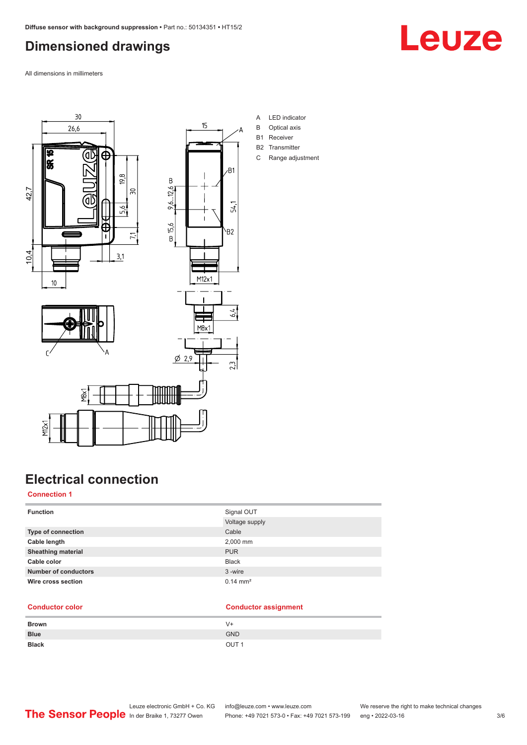# Dimensioned drawings

All dimensions in millimeters

A LED indicator
B Optical axis
B1 Receiver
B2 Transmitter
C Range adjustment

# Electrical connection

## Connection 1

| Function | Signal OUT |
|---|---|
| | Voltage supply |
| Type of connection | Cable |
| Cable length | 2,000 mm |
| Sheathing material | PUR |
| Cable color | Black |
| Number of conductors | 3 -wire |
| Wire cross section | 0.14 mm² |

| Conductor color | Conductor assignment |
|---|---|
| Brown | V+ |
| Blue | GND |
| Black | OUT 1 |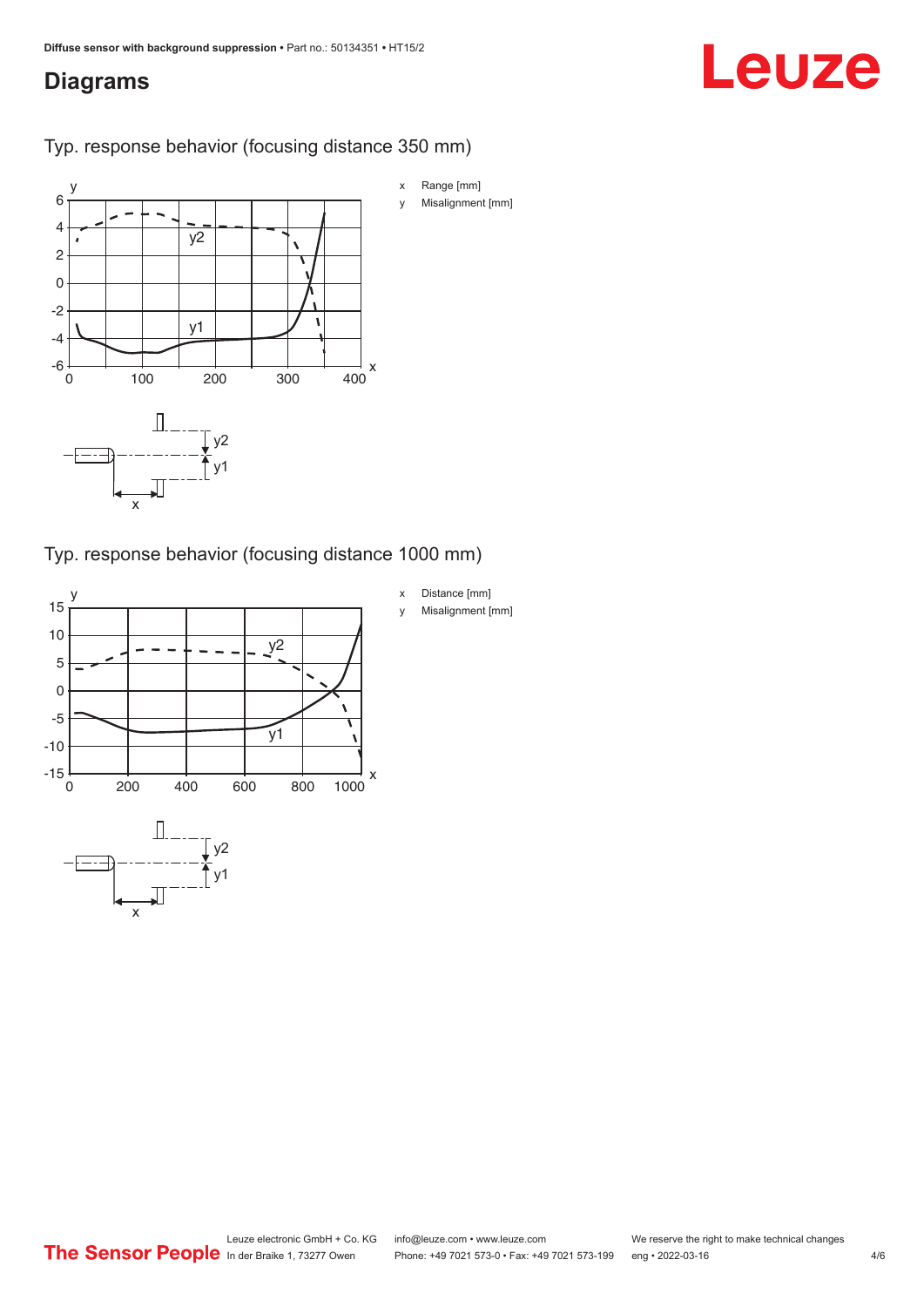## Diagrams

Typ. response behavior (focusing distance 350 mm)

x Range [mm]

y Misalignment [mm]

Typ. response behavior (focusing distance 1000 mm)

x Distance [mm]

y Misalignment [mm]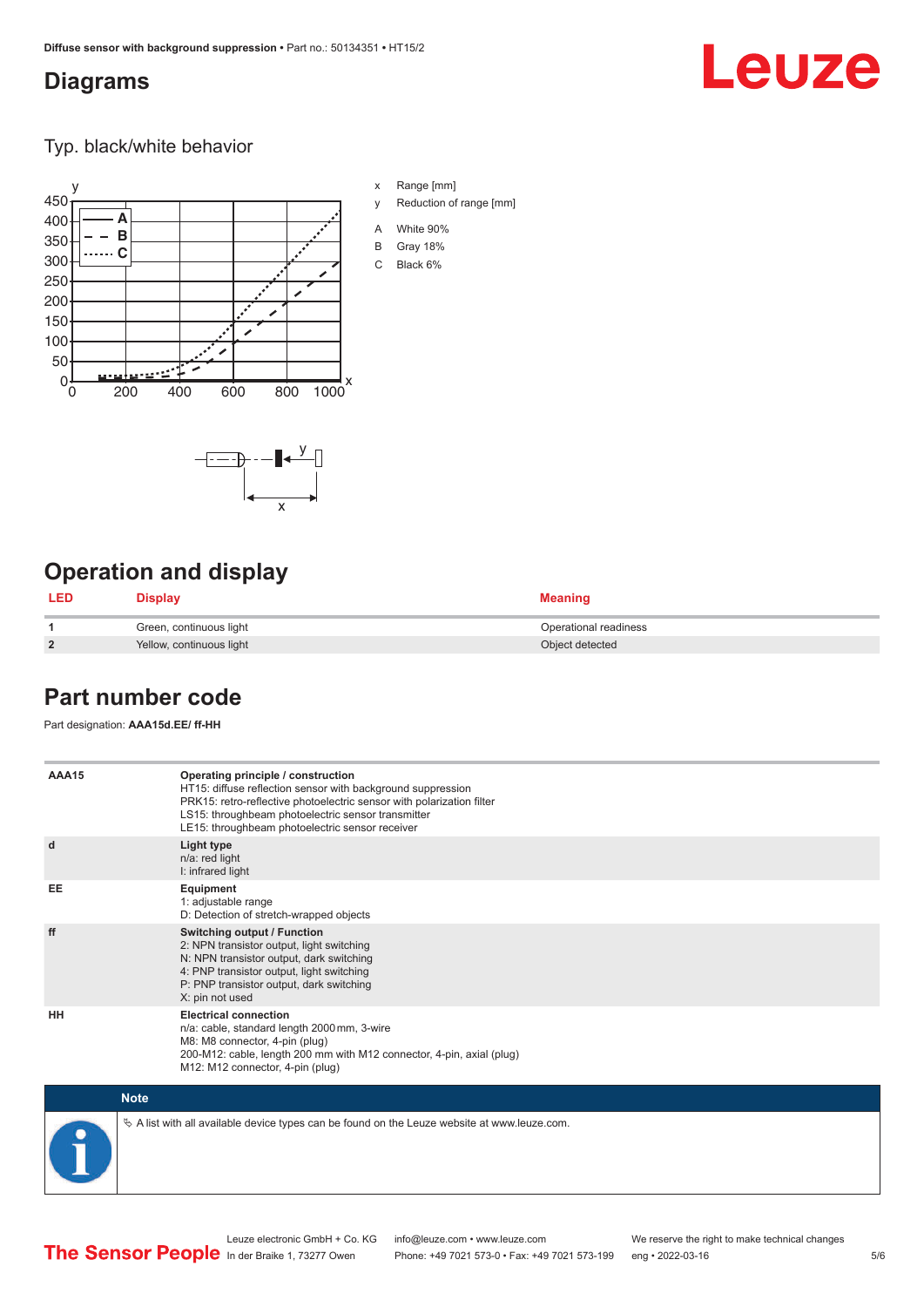## Diagrams

### Typ. black/white behavior

x Range [mm]

y Reduction of range [mm]

A White 90%

B Gray 18%

C Black 6%

## Operation and display

| LED | Display | Meaning |
|---|---|---|
| 1 | Green, continuous light | Operational readiness |
| 2 | Yellow, continuous light | Object detected |

## Part number code

Part designation: **AAA15d.EE/ ff-HH**

| | |
|---|---|
| **AAA15** | **Operating principle / construction**<br>HT15: diffuse reflection sensor with background suppression<br>PRK15: retro-reflective photoelectric sensor with polarization filter<br>LS15: throughbeam photoelectric sensor transmitter<br>LE15: throughbeam photoelectric sensor receiver |
| **d** | **Light type**<br>n/a: red light<br>I: infrared light |
| **EE** | **Equipment**<br>1: adjustable range<br>D: Detection of stretch-wrapped objects |
| **ff** | **Switching output / Function**<br>2: NPN transistor output, light switching<br>N: NPN transistor output, dark switching<br>4: PNP transistor output, light switching<br>P: PNP transistor output, dark switching<br>X: pin not used |
| **HH** | **Electrical connection**<br>n/a: cable, standard length 2000 mm, 3-wire<br>M8: M8 connector, 4-pin (plug)<br>200-M12: cable, length 200 mm with M12 connector, 4-pin, axial (plug)<br>M12: M12 connector, 4-pin (plug) |

**Note**

↳ A list with all available device types can be found on the Leuze website at www.leuze.com.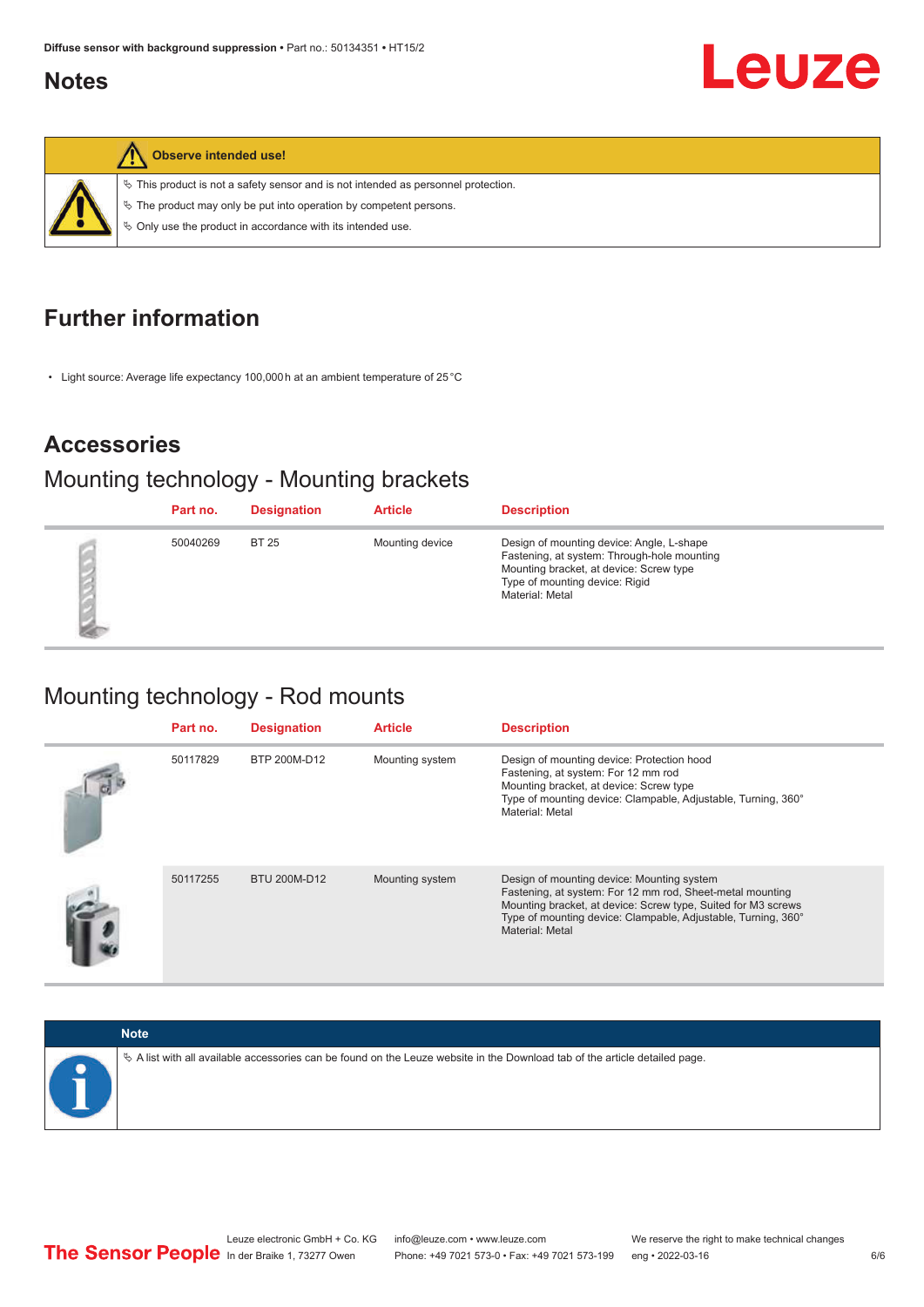## Notes

**Observe intended use!**

- ✎ This product is not a safety sensor and is not intended as personnel protection.
- ✎ The product may only be put into operation by competent persons.
- ✎ Only use the product in accordance with its intended use.

## Further information

- Light source: Average life expectancy 100,000 h at an ambient temperature of 25 °C

## Accessories

### Mounting technology - Mounting brackets

| Part no. | Designation | Article | Description |
|---|---|---|---|
| 50040269 | BT 25 | Mounting device | Design of mounting device: Angle, L-shape<br>Fastening, at system: Through-hole mounting<br>Mounting bracket, at device: Screw type<br>Type of mounting device: Rigid<br>Material: Metal |

### Mounting technology - Rod mounts

| Part no. | Designation | Article | Description |
|---|---|---|---|
| 50117829 | BTP 200M-D12 | Mounting system | Design of mounting device: Protection hood<br>Fastening, at system: For 12 mm rod<br>Mounting bracket, at device: Screw type<br>Type of mounting device: Clampable, Adjustable, Turning, 360°<br>Material: Metal |
| 50117255 | BTU 200M-D12 | Mounting system | Design of mounting device: Mounting system<br>Fastening, at system: For 12 mm rod, Sheet-metal mounting<br>Mounting bracket, at device: Screw type, Suited for M3 screws<br>Type of mounting device: Clampable, Adjustable, Turning, 360°<br>Material: Metal |

**Note**

✎ A list with all available accessories can be found on the Leuze website in the Download tab of the article detailed page.